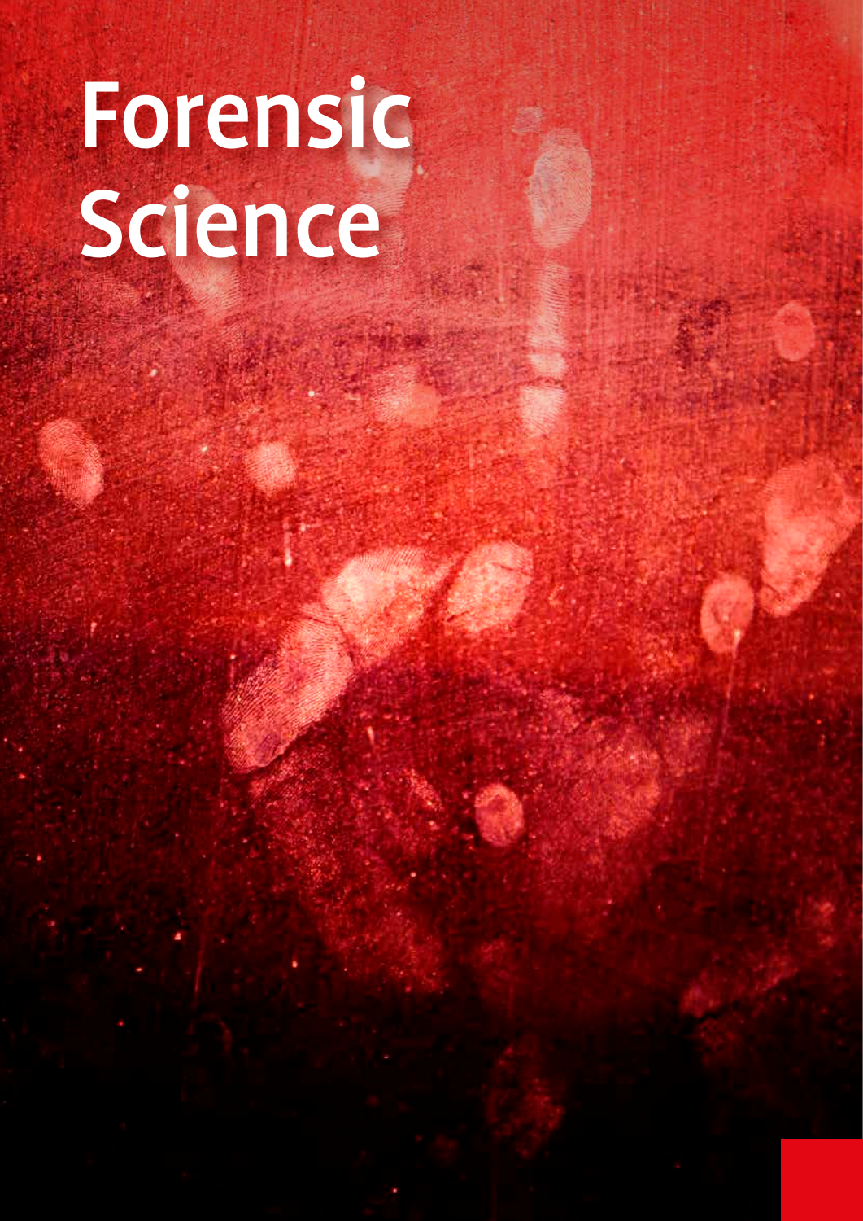# Forensic Science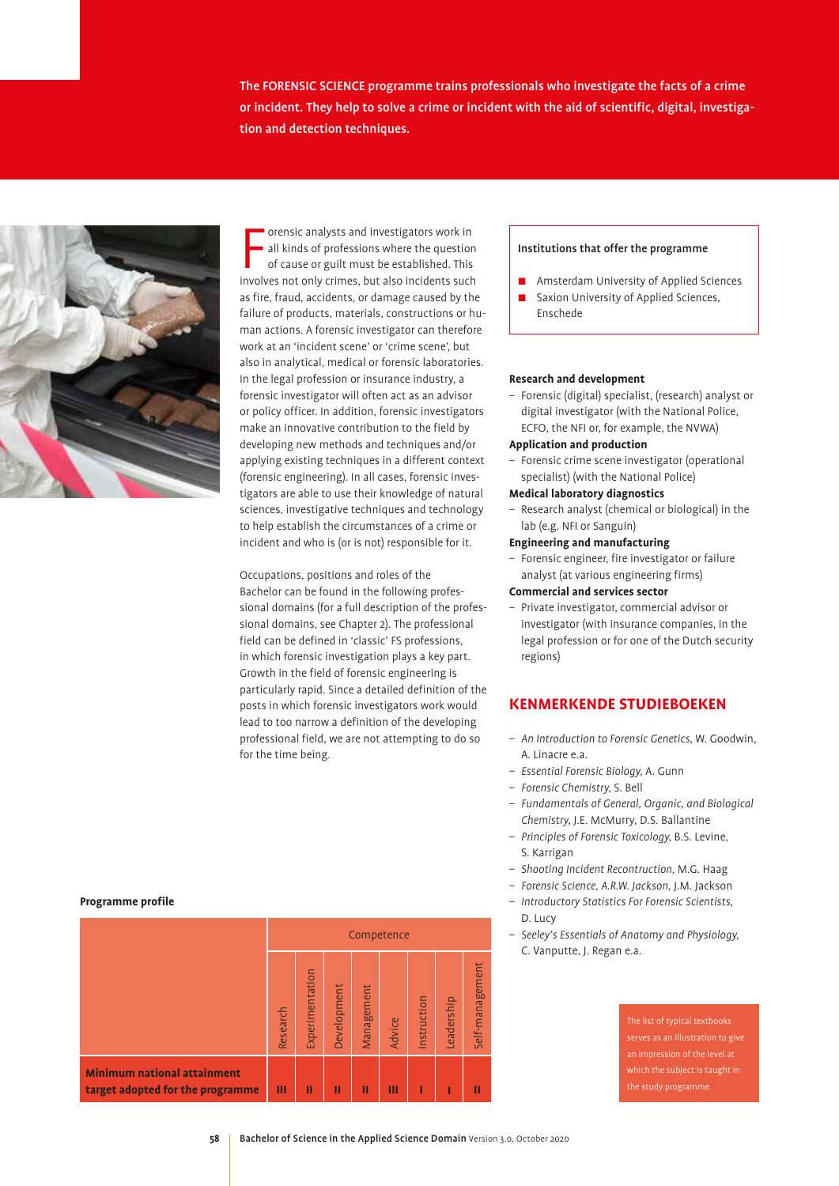The FORENSIC SCIENCE programme trains professionals who investigate the facts of a crime or incident. They help to solve a crime or incident with the aid of scientific, digital, investigation and detection techniques.

Forensic analysts and investigators work in all kinds of professions where the question of cause or guilt must be established. This involves not only crimes, but also incidents such as fire, fraud, accidents, or damage caused by the failure of products, materials, constructions or human actions. A forensic investigator can therefore work at an 'incident scene' or 'crime scene', but also in analytical, medical or forensic laboratories. In the legal profession or insurance industry, a forensic investigator will often act as an advisor or policy officer. In addition, forensic investigators make an innovative contribution to the field by developing new methods and techniques and/or applying existing techniques in a different context (forensic engineering). In all cases, forensic investigators are able to use their knowledge of natural sciences, investigative techniques and technology to help establish the circumstances of a crime or incident and who is (or is not) responsible for it.

Occupations, positions and roles of the Bachelor can be found in the following professional domains (for a full description of the professional domains, see Chapter 2). The professional field can be defined in 'classic' FS professions, in which forensic investigation plays a key part. Growth in the field of forensic engineering is particularly rapid. Since a detailed definition of the posts in which forensic investigators work would lead to too narrow a definition of the developing professional field, we are not attempting to do so for the time being.

**Institutions that offer the programme**

- Amsterdam University of Applied Sciences
- Saxion University of Applied Sciences, Enschede

**Research and development**
- Forensic (digital) specialist, (research) analyst or digital investigator (with the National Police, ECFO, the NFI or, for example, the NVWA)

**Application and production**
- Forensic crime scene investigator (operational specialist) (with the National Police)

**Medical laboratory diagnostics**
- Research analyst (chemical or biological) in the lab (e.g. NFI or Sanguin)

**Engineering and manufacturing**
- Forensic engineer, fire investigator or failure analyst (at various engineering firms)

**Commercial and services sector**
- Private investigator, commercial advisor or investigator (with insurance companies, in the legal profession or for one of the Dutch security regions)

## KENMERKENDE STUDIEBOEKEN

- *An Introduction to Forensic Genetics*, W. Goodwin, A. Linacre e.a.
- *Essential Forensic Biology*, A. Gunn
- *Forensic Chemistry*, S. Bell
- *Fundamentals of General, Organic, and Biological Chemistry*, J.E. McMurry, D.S. Ballantine
- *Principles of Forensic Toxicology*, B.S. Levine, S. Karrigan
- *Shooting Incident Recontruction*, M.G. Haag
- *Forensic Science, A.R.W. Jackson*, J.M. Jackson
- *Introductory Statistics For Forensic Scientists*, D. Lucy
- *Seeley's Essentials of Anatomy and Physiology*, C. Vanputte, J. Regan e.a.

The list of typical textbooks serves as an illustration to give an impression of the level at which the subject is taught in the study programme.

**Programme profile**

| | Competence | | | | | | | |
|---|---|---|---|---|---|---|---|---|
| | Research | Experimentation | Development | Management | Advice | Instruction | Leadership | Self-management |
| **Minimum national attainment target adopted for the programme** | III | II | II | II | III | I | I | II |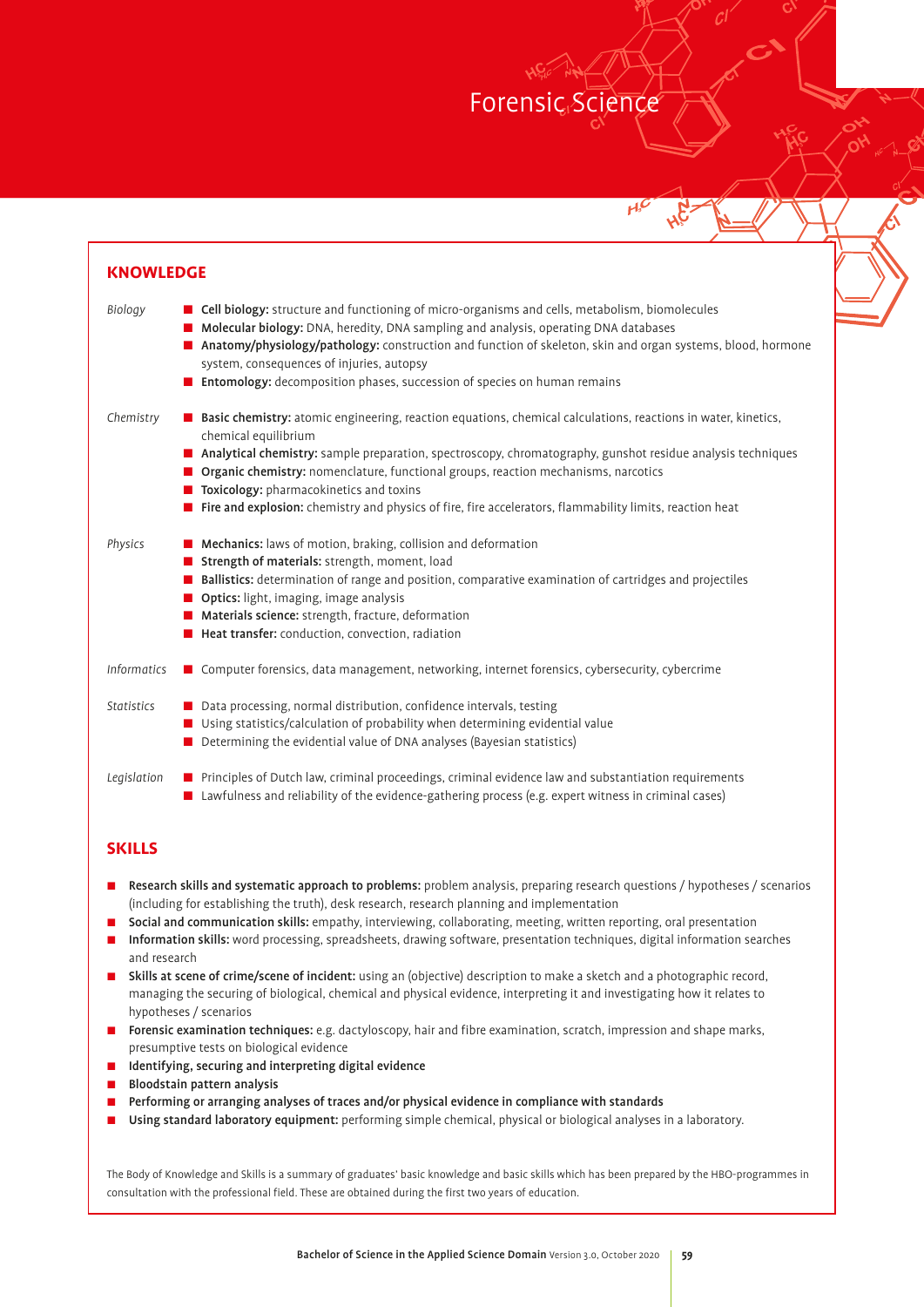# Forensic Science

## KNOWLEDGE

*Biology*

- **Cell biology:** structure and functioning of micro-organisms and cells, metabolism, biomolecules
- **Molecular biology:** DNA, heredity, DNA sampling and analysis, operating DNA databases
- **Anatomy/physiology/pathology:** construction and function of skeleton, skin and organ systems, blood, hormone system, consequences of injuries, autopsy
- **Entomology:** decomposition phases, succession of species on human remains

*Chemistry*

- **Basic chemistry:** atomic engineering, reaction equations, chemical calculations, reactions in water, kinetics, chemical equilibrium
- **Analytical chemistry:** sample preparation, spectroscopy, chromatography, gunshot residue analysis techniques
- **Organic chemistry:** nomenclature, functional groups, reaction mechanisms, narcotics
- **Toxicology:** pharmacokinetics and toxins
- **Fire and explosion:** chemistry and physics of fire, fire accelerators, flammability limits, reaction heat

*Physics*

- **Mechanics:** laws of motion, braking, collision and deformation
- **Strength of materials:** strength, moment, load
- **Ballistics:** determination of range and position, comparative examination of cartridges and projectiles
- **Optics:** light, imaging, image analysis
- **Materials science:** strength, fracture, deformation
- **Heat transfer:** conduction, convection, radiation

*Informatics*

- Computer forensics, data management, networking, internet forensics, cybersecurity, cybercrime

*Statistics*

- Data processing, normal distribution, confidence intervals, testing
- Using statistics/calculation of probability when determining evidential value
- Determining the evidential value of DNA analyses (Bayesian statistics)

*Legislation*

- Principles of Dutch law, criminal proceedings, criminal evidence law and substantiation requirements
- Lawfulness and reliability of the evidence-gathering process (e.g. expert witness in criminal cases)

## SKILLS

- **Research skills and systematic approach to problems:** problem analysis, preparing research questions / hypotheses / scenarios (including for establishing the truth), desk research, research planning and implementation
- **Social and communication skills:** empathy, interviewing, collaborating, meeting, written reporting, oral presentation
- **Information skills:** word processing, spreadsheets, drawing software, presentation techniques, digital information searches and research
- **Skills at scene of crime/scene of incident:** using an (objective) description to make a sketch and a photographic record, managing the securing of biological, chemical and physical evidence, interpreting it and investigating how it relates to hypotheses / scenarios
- **Forensic examination techniques:** e.g. dactyloscopy, hair and fibre examination, scratch, impression and shape marks, presumptive tests on biological evidence
- **Identifying, securing and interpreting digital evidence**
- **Bloodstain pattern analysis**
- **Performing or arranging analyses of traces and/or physical evidence in compliance with standards**
- **Using standard laboratory equipment:** performing simple chemical, physical or biological analyses in a laboratory.

The Body of Knowledge and Skills is a summary of graduates' basic knowledge and basic skills which has been prepared by the HBO-programmes in consultation with the professional field. These are obtained during the first two years of education.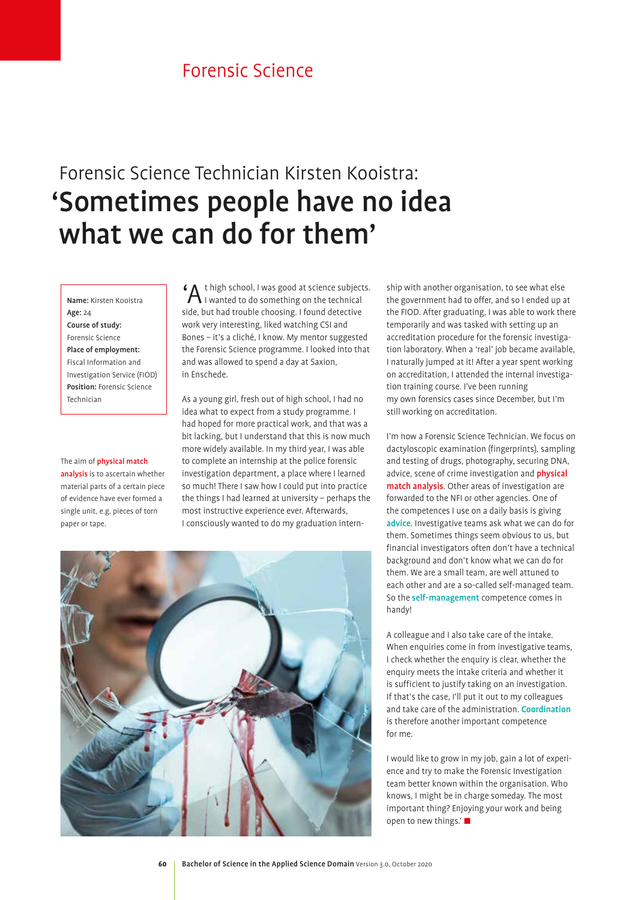# Forensic Science

## Forensic Science Technician Kirsten Kooistra:

# 'Sometimes people have no idea what we can do for them'

**Name:** Kirsten Kooistra
**Age:** 24
**Course of study:** Forensic Science
**Place of employment:** Fiscal Information and Investigation Service (FIOD)
**Position:** Forensic Science Technician

The aim of **physical match analysis** is to ascertain whether material parts of a certain piece of evidence have ever formed a single unit, e.g. pieces of torn paper or tape.

'At high school, I was good at science subjects. I wanted to do something on the technical side, but had trouble choosing. I found detective work very interesting, liked watching CSI and Bones – it's a cliché, I know. My mentor suggested the Forensic Science programme. I looked into that and was allowed to spend a day at Saxion, in Enschede.

As a young girl, fresh out of high school, I had no idea what to expect from a study programme. I had hoped for more practical work, and that was a bit lacking, but I understand that this is now much more widely available. In my third year, I was able to complete an internship at the police forensic investigation department, a place where I learned so much! There I saw how I could put into practice the things I had learned at university – perhaps the most instructive experience ever. Afterwards, I consciously wanted to do my graduation internship with another organisation, to see what else the government had to offer, and so I ended up at the FIOD. After graduating, I was able to work there temporarily and was tasked with setting up an accreditation procedure for the forensic investigation laboratory. When a 'real' job became available, I naturally jumped at it! After a year spent working on accreditation, I attended the internal investigation training course. I've been running my own forensics cases since December, but I'm still working on accreditation.

I'm now a Forensic Science Technician. We focus on dactyloscopic examination (fingerprints), sampling and testing of drugs, photography, securing DNA, advice, scene of crime investigation and **physical match analysis**. Other areas of investigation are forwarded to the NFI or other agencies. One of the competences I use on a daily basis is giving **advice**. Investigative teams ask what we can do for them. Sometimes things seem obvious to us, but financial investigators often don't have a technical background and don't know what we can do for them. We are a small team, are well attuned to each other and are a so-called self-managed team. So the **self-management** competence comes in handy!

A colleague and I also take care of the intake. When enquiries come in from investigative teams, I check whether the enquiry is clear, whether the enquiry meets the intake criteria and whether it is sufficient to justify taking on an investigation. If that's the case, I'll put it out to my colleagues and take care of the administration. **Coordination** is therefore another important competence for me.

I would like to grow in my job, gain a lot of experience and try to make the Forensic Investigation team better known within the organisation. Who knows, I might be in charge someday. The most important thing? Enjoying your work and being open to new things.' ■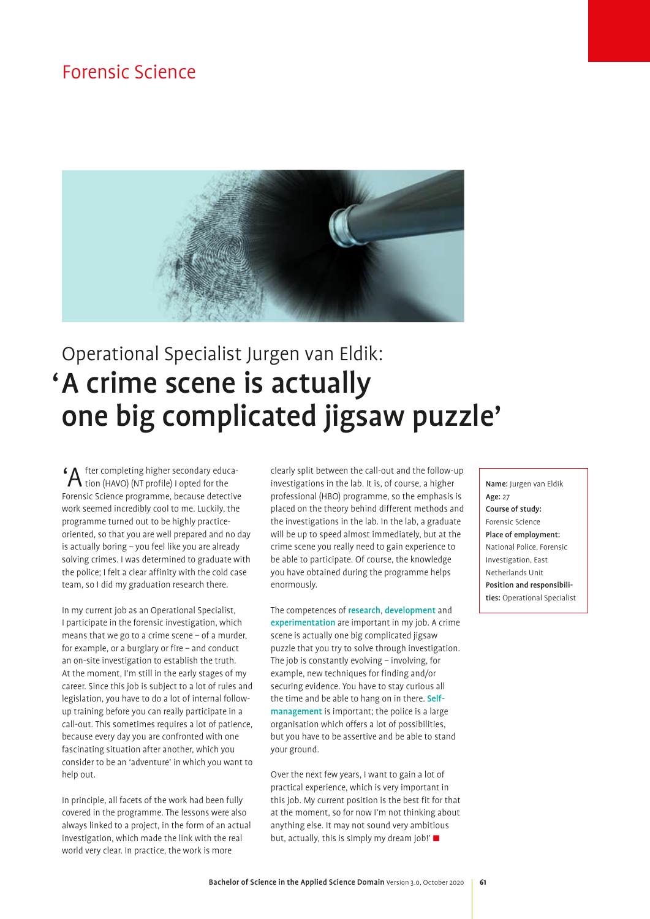# Forensic Science

Operational Specialist Jurgen van Eldik:

## 'A crime scene is actually one big complicated jigsaw puzzle'

'After completing higher secondary education (HAVO) (NT profile) I opted for the Forensic Science programme, because detective work seemed incredibly cool to me. Luckily, the programme turned out to be highly practice-oriented, so that you are well prepared and no day is actually boring – you feel like you are already solving crimes. I was determined to graduate with the police; I felt a clear affinity with the cold case team, so I did my graduation research there.

In my current job as an Operational Specialist, I participate in the forensic investigation, which means that we go to a crime scene – of a murder, for example, or a burglary or fire – and conduct an on-site investigation to establish the truth. At the moment, I'm still in the early stages of my career. Since this job is subject to a lot of rules and legislation, you have to do a lot of internal follow-up training before you can really participate in a call-out. This sometimes requires a lot of patience, because every day you are confronted with one fascinating situation after another, which you consider to be an 'adventure' in which you want to help out.

In principle, all facets of the work had been fully covered in the programme. The lessons were also always linked to a project, in the form of an actual investigation, which made the link with the real world very clear. In practice, the work is more clearly split between the call-out and the follow-up investigations in the lab. It is, of course, a higher professional (HBO) programme, so the emphasis is placed on the theory behind different methods and the investigations in the lab. In the lab, a graduate will be up to speed almost immediately, but at the crime scene you really need to gain experience to be able to participate. Of course, the knowledge you have obtained during the programme helps enormously.

The competences of research, development and experimentation are important in my job. A crime scene is actually one big complicated jigsaw puzzle that you try to solve through investigation. The job is constantly evolving – involving, for example, new techniques for finding and/or securing evidence. You have to stay curious all the time and be able to hang on in there. Self-management is important; the police is a large organisation which offers a lot of possibilities, but you have to be assertive and be able to stand your ground.

Over the next few years, I want to gain a lot of practical experience, which is very important in this job. My current position is the best fit for that at the moment, so for now I'm not thinking about anything else. It may not sound very ambitious but, actually, this is simply my dream job!'

**Name:** Jurgen van Eldik
**Age:** 27
**Course of study:** Forensic Science
**Place of employment:** National Police, Forensic Investigation, East Netherlands Unit
**Position and responsibilities:** Operational Specialist